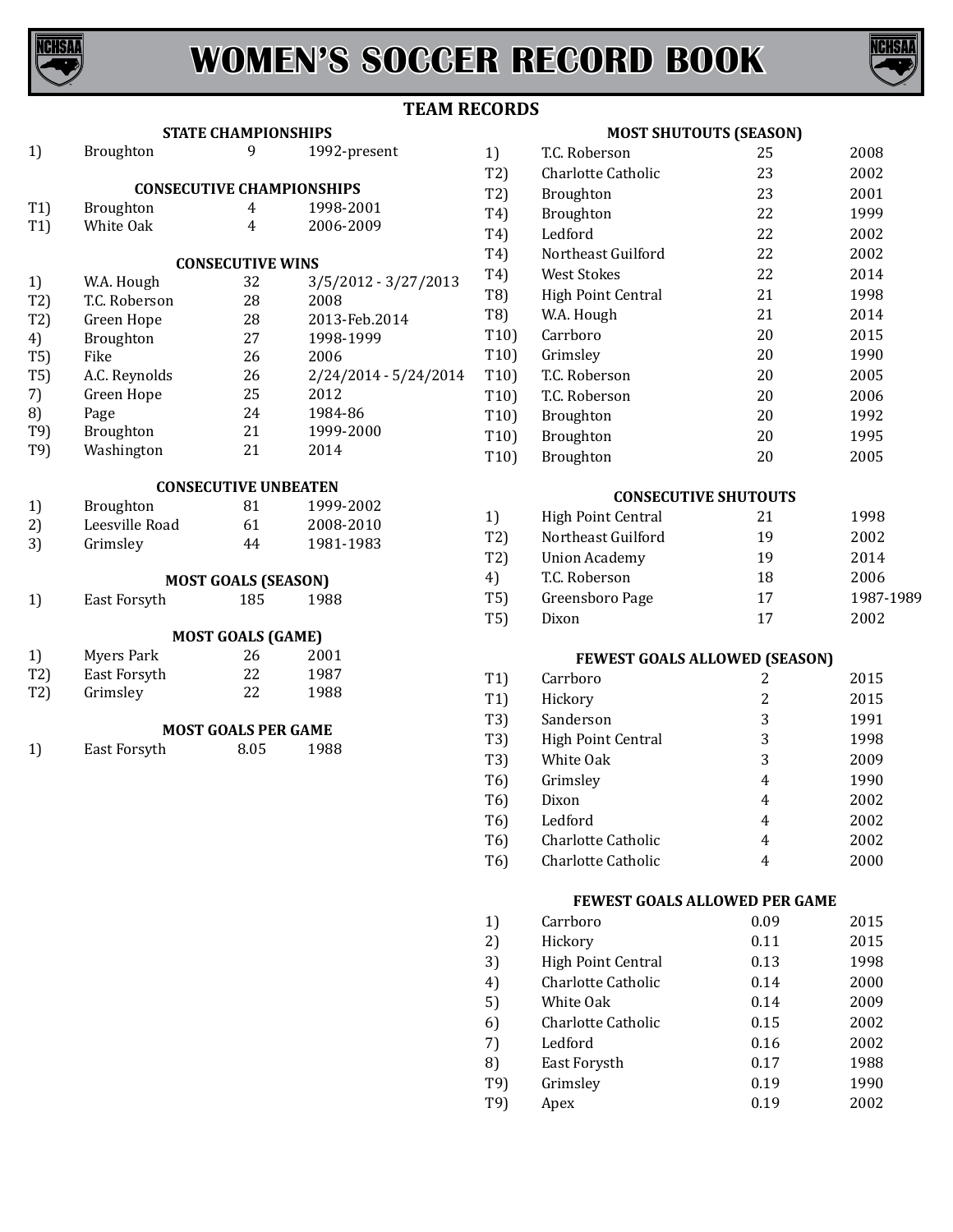# WOMEN'S SOCCER RECORD BOOK

## TEAM RECORDS

### STATE CHAMPIONSHIPS

| Rank | Team | No. | Year(s) |
|---|---|---|---|
| 1) | Broughton | 9 | 1992-present |

### CONSECUTIVE CHAMPIONSHIPS

| Rank | Team | No. | Year(s) |
|---|---|---|---|
| T1) | Broughton | 4 | 1998-2001 |
| T1) | White Oak | 4 | 2006-2009 |

### CONSECUTIVE WINS

| Rank | Team | No. | Year(s) |
|---|---|---|---|
| 1) | W.A. Hough | 32 | 3/5/2012 - 3/27/2013 |
| T2) | T.C. Roberson | 28 | 2008 |
| T2) | Green Hope | 28 | 2013-Feb.2014 |
| 4) | Broughton | 27 | 1998-1999 |
| T5) | Fike | 26 | 2006 |
| T5) | A.C. Reynolds | 26 | 2/24/2014 - 5/24/2014 |
| 7) | Green Hope | 25 | 2012 |
| 8) | Page | 24 | 1984-86 |
| T9) | Broughton | 21 | 1999-2000 |
| T9) | Washington | 21 | 2014 |

### CONSECUTIVE UNBEATEN

| Rank | Team | No. | Year(s) |
|---|---|---|---|
| 1) | Broughton | 81 | 1999-2002 |
| 2) | Leesville Road | 61 | 2008-2010 |
| 3) | Grimsley | 44 | 1981-1983 |

### MOST GOALS (SEASON)

| Rank | Team | No. | Year |
|---|---|---|---|
| 1) | East Forsyth | 185 | 1988 |

### MOST GOALS (GAME)

| Rank | Team | No. | Year |
|---|---|---|---|
| 1) | Myers Park | 26 | 2001 |
| T2) | East Forsyth | 22 | 1987 |
| T2) | Grimsley | 22 | 1988 |

### MOST GOALS PER GAME

| Rank | Team | No. | Year |
|---|---|---|---|
| 1) | East Forsyth | 8.05 | 1988 |

### MOST SHUTOUTS (SEASON)

| Rank | Team | No. | Year |
|---|---|---|---|
| 1) | T.C. Roberson | 25 | 2008 |
| T2) | Charlotte Catholic | 23 | 2002 |
| T2) | Broughton | 23 | 2001 |
| T4) | Broughton | 22 | 1999 |
| T4) | Ledford | 22 | 2002 |
| T4) | Northeast Guilford | 22 | 2002 |
| T4) | West Stokes | 22 | 2014 |
| T8) | High Point Central | 21 | 1998 |
| T8) | W.A. Hough | 21 | 2014 |
| T10) | Carrboro | 20 | 2015 |
| T10) | Grimsley | 20 | 1990 |
| T10) | T.C. Roberson | 20 | 2005 |
| T10) | T.C. Roberson | 20 | 2006 |
| T10) | Broughton | 20 | 1992 |
| T10) | Broughton | 20 | 1995 |
| T10) | Broughton | 20 | 2005 |

### CONSECUTIVE SHUTOUTS

| Rank | Team | No. | Year(s) |
|---|---|---|---|
| 1) | High Point Central | 21 | 1998 |
| T2) | Northeast Guilford | 19 | 2002 |
| T2) | Union Academy | 19 | 2014 |
| 4) | T.C. Roberson | 18 | 2006 |
| T5) | Greensboro Page | 17 | 1987-1989 |
| T5) | Dixon | 17 | 2002 |

### FEWEST GOALS ALLOWED (SEASON)

| Rank | Team | No. | Year |
|---|---|---|---|
| T1) | Carrboro | 2 | 2015 |
| T1) | Hickory | 2 | 2015 |
| T3) | Sanderson | 3 | 1991 |
| T3) | High Point Central | 3 | 1998 |
| T3) | White Oak | 3 | 2009 |
| T6) | Grimsley | 4 | 1990 |
| T6) | Dixon | 4 | 2002 |
| T6) | Ledford | 4 | 2002 |
| T6) | Charlotte Catholic | 4 | 2002 |
| T6) | Charlotte Catholic | 4 | 2000 |

### FEWEST GOALS ALLOWED PER GAME

| Rank | Team | No. | Year |
|---|---|---|---|
| 1) | Carrboro | 0.09 | 2015 |
| 2) | Hickory | 0.11 | 2015 |
| 3) | High Point Central | 0.13 | 1998 |
| 4) | Charlotte Catholic | 0.14 | 2000 |
| 5) | White Oak | 0.14 | 2009 |
| 6) | Charlotte Catholic | 0.15 | 2002 |
| 7) | Ledford | 0.16 | 2002 |
| 8) | East Forysth | 0.17 | 1988 |
| T9) | Grimsley | 0.19 | 1990 |
| T9) | Apex | 0.19 | 2002 |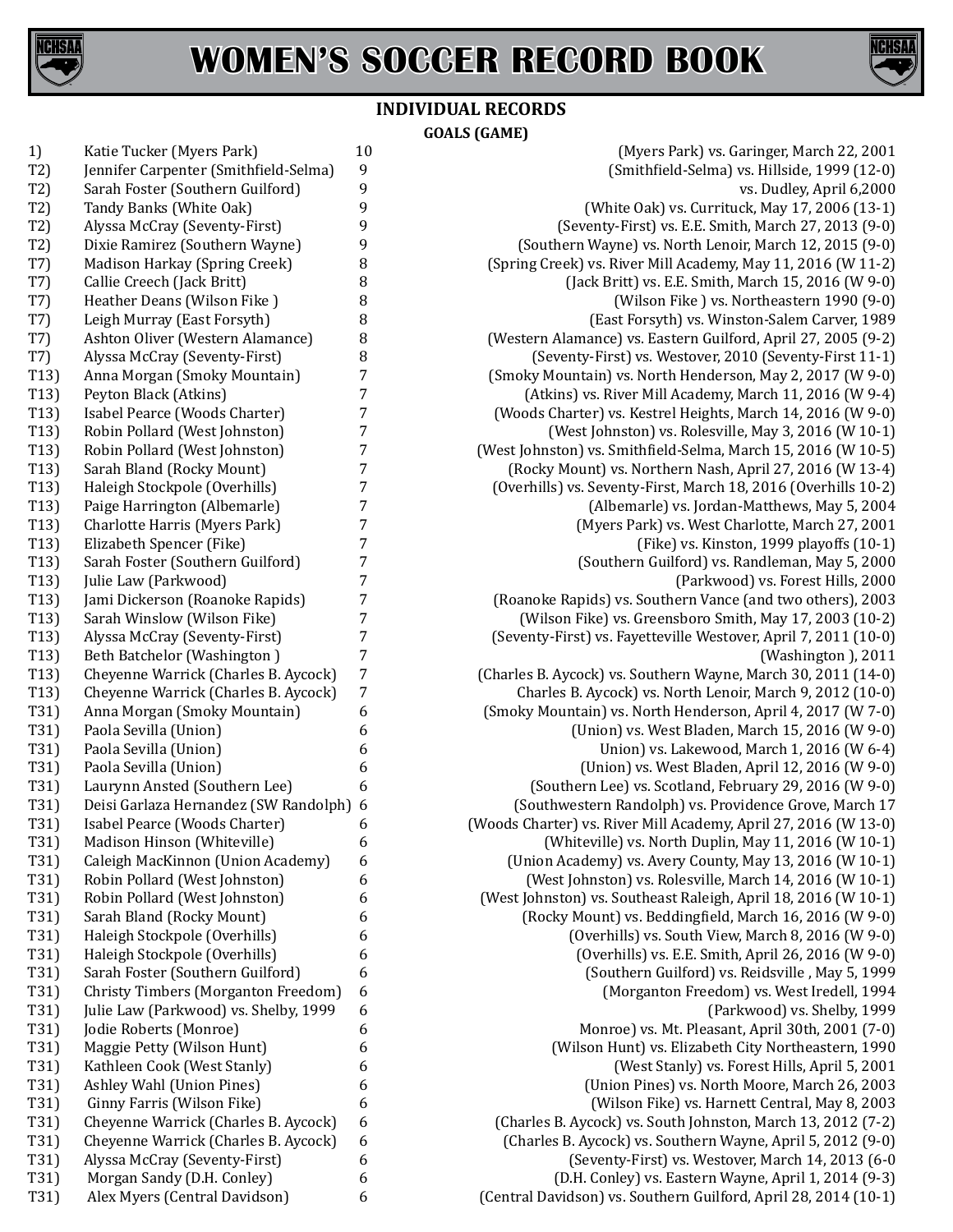# WOMEN'S SOCCER RECORD BOOK

## INDIVIDUAL RECORDS

### GOALS (GAME)

| Rank | Player (School) | Goals | Game |
|---|---|---|---|
| 1) | Katie Tucker (Myers Park) | 10 | (Myers Park) vs. Garinger, March 22, 2001 |
| T2) | Jennifer Carpenter (Smithfield-Selma) | 9 | (Smithfield-Selma) vs. Hillside, 1999 (12-0) |
| T2) | Sarah Foster (Southern Guilford) | 9 | vs. Dudley, April 6,2000 |
| T2) | Tandy Banks (White Oak) | 9 | (White Oak) vs. Currituck, May 17, 2006 (13-1) |
| T2) | Alyssa McCray (Seventy-First) | 9 | (Seventy-First) vs. E.E. Smith, March 27, 2013 (9-0) |
| T2) | Dixie Ramirez (Southern Wayne) | 9 | (Southern Wayne) vs. North Lenoir, March 12, 2015 (9-0) |
| T7) | Madison Harkay (Spring Creek) | 8 | (Spring Creek) vs. River Mill Academy, May 11, 2016 (W 11-2) |
| T7) | Callie Creech (Jack Britt) | 8 | (Jack Britt) vs. E.E. Smith, March 15, 2016 (W 9-0) |
| T7) | Heather Deans (Wilson Fike ) | 8 | (Wilson Fike ) vs. Northeastern 1990 (9-0) |
| T7) | Leigh Murray (East Forsyth) | 8 | (East Forsyth) vs. Winston-Salem Carver, 1989 |
| T7) | Ashton Oliver (Western Alamance) | 8 | (Western Alamance) vs. Eastern Guilford, April 27, 2005 (9-2) |
| T7) | Alyssa McCray (Seventy-First) | 8 | (Seventy-First) vs. Westover, 2010 (Seventy-First 11-1) |
| T13) | Anna Morgan (Smoky Mountain) | 7 | (Smoky Mountain) vs. North Henderson, May 2, 2017 (W 9-0) |
| T13) | Peyton Black (Atkins) | 7 | (Atkins) vs. River Mill Academy, March 11, 2016 (W 9-4) |
| T13) | Isabel Pearce (Woods Charter) | 7 | (Woods Charter) vs. Kestrel Heights, March 14, 2016 (W 9-0) |
| T13) | Robin Pollard (West Johnston) | 7 | (West Johnston) vs. Rolesville, May 3, 2016 (W 10-1) |
| T13) | Robin Pollard (West Johnston) | 7 | (West Johnston) vs. Smithfield-Selma, March 15, 2016 (W 10-5) |
| T13) | Sarah Bland (Rocky Mount) | 7 | (Rocky Mount) vs. Northern Nash, April 27, 2016 (W 13-4) |
| T13) | Haleigh Stockpole (Overhills) | 7 | (Overhills) vs. Seventy-First, March 18, 2016 (Overhills 10-2) |
| T13) | Paige Harrington (Albemarle) | 7 | (Albemarle) vs. Jordan-Matthews, May 5, 2004 |
| T13) | Charlotte Harris (Myers Park) | 7 | (Myers Park) vs. West Charlotte, March 27, 2001 |
| T13) | Elizabeth Spencer (Fike) | 7 | (Fike) vs. Kinston, 1999 playoffs (10-1) |
| T13) | Sarah Foster (Southern Guilford) | 7 | (Southern Guilford) vs. Randleman, May 5, 2000 |
| T13) | Julie Law (Parkwood) | 7 | (Parkwood) vs. Forest Hills, 2000 |
| T13) | Jami Dickerson (Roanoke Rapids) | 7 | (Roanoke Rapids) vs. Southern Vance (and two others), 2003 |
| T13) | Sarah Winslow (Wilson Fike) | 7 | (Wilson Fike) vs. Greensboro Smith, May 17, 2003 (10-2) |
| T13) | Alyssa McCray (Seventy-First) | 7 | (Seventy-First) vs. Fayetteville Westover, April 7, 2011 (10-0) |
| T13) | Beth Batchelor (Washington ) | 7 | (Washington ), 2011 |
| T13) | Cheyenne Warrick (Charles B. Aycock) | 7 | (Charles B. Aycock) vs. Southern Wayne, March 30, 2011 (14-0) |
| T13) | Cheyenne Warrick (Charles B. Aycock) | 7 | Charles B. Aycock) vs. North Lenoir, March 9, 2012 (10-0) |
| T31) | Anna Morgan (Smoky Mountain) | 6 | (Smoky Mountain) vs. North Henderson, April 4, 2017 (W 7-0) |
| T31) | Paola Sevilla (Union) | 6 | (Union) vs. West Bladen, March 15, 2016 (W 9-0) |
| T31) | Paola Sevilla (Union) | 6 | Union) vs. Lakewood, March 1, 2016 (W 6-4) |
| T31) | Paola Sevilla (Union) | 6 | (Union) vs. West Bladen, April 12, 2016 (W 9-0) |
| T31) | Laurynn Ansted (Southern Lee) | 6 | (Southern Lee) vs. Scotland, February 29, 2016 (W 9-0) |
| T31) | Deisi Garlaza Hernandez (SW Randolph) | 6 | (Southwestern Randolph) vs. Providence Grove, March 17 |
| T31) | Isabel Pearce (Woods Charter) | 6 | (Woods Charter) vs. River Mill Academy, April 27, 2016 (W 13-0) |
| T31) | Madison Hinson (Whiteville) | 6 | (Whiteville) vs. North Duplin, May 11, 2016 (W 10-1) |
| T31) | Caleigh MacKinnon (Union Academy) | 6 | (Union Academy) vs. Avery County, May 13, 2016 (W 10-1) |
| T31) | Robin Pollard (West Johnston) | 6 | (West Johnston) vs. Rolesville, March 14, 2016 (W 10-1) |
| T31) | Robin Pollard (West Johnston) | 6 | (West Johnston) vs. Southeast Raleigh, April 18, 2016 (W 10-1) |
| T31) | Sarah Bland (Rocky Mount) | 6 | (Rocky Mount) vs. Beddingfield, March 16, 2016 (W 9-0) |
| T31) | Haleigh Stockpole (Overhills) | 6 | (Overhills) vs. South View, March 8, 2016 (W 9-0) |
| T31) | Haleigh Stockpole (Overhills) | 6 | (Overhills) vs. E.E. Smith, April 26, 2016 (W 9-0) |
| T31) | Sarah Foster (Southern Guilford) | 6 | (Southern Guilford) vs. Reidsville , May 5, 1999 |
| T31) | Christy Timbers (Morganton Freedom) | 6 | (Morganton Freedom) vs. West Iredell, 1994 |
| T31) | Julie Law (Parkwood) vs. Shelby, 1999 | 6 | (Parkwood) vs. Shelby, 1999 |
| T31) | Jodie Roberts (Monroe) | 6 | Monroe) vs. Mt. Pleasant, April 30th, 2001 (7-0) |
| T31) | Maggie Petty (Wilson Hunt) | 6 | (Wilson Hunt) vs. Elizabeth City Northeastern, 1990 |
| T31) | Kathleen Cook (West Stanly) | 6 | (West Stanly) vs. Forest Hills, April 5, 2001 |
| T31) | Ashley Wahl (Union Pines) | 6 | (Union Pines) vs. North Moore, March 26, 2003 |
| T31) | Ginny Farris (Wilson Fike) | 6 | (Wilson Fike) vs. Harnett Central, May 8, 2003 |
| T31) | Cheyenne Warrick (Charles B. Aycock) | 6 | (Charles B. Aycock) vs. South Johnston, March 13, 2012 (7-2) |
| T31) | Cheyenne Warrick (Charles B. Aycock) | 6 | (Charles B. Aycock) vs. Southern Wayne, April 5, 2012 (9-0) |
| T31) | Alyssa McCray (Seventy-First) | 6 | (Seventy-First) vs. Westover, March 14, 2013 (6-0 |
| T31) | Morgan Sandy (D.H. Conley) | 6 | (D.H. Conley) vs. Eastern Wayne, April 1, 2014 (9-3) |
| T31) | Alex Myers (Central Davidson) | 6 | (Central Davidson) vs. Southern Guilford, April 28, 2014 (10-1) |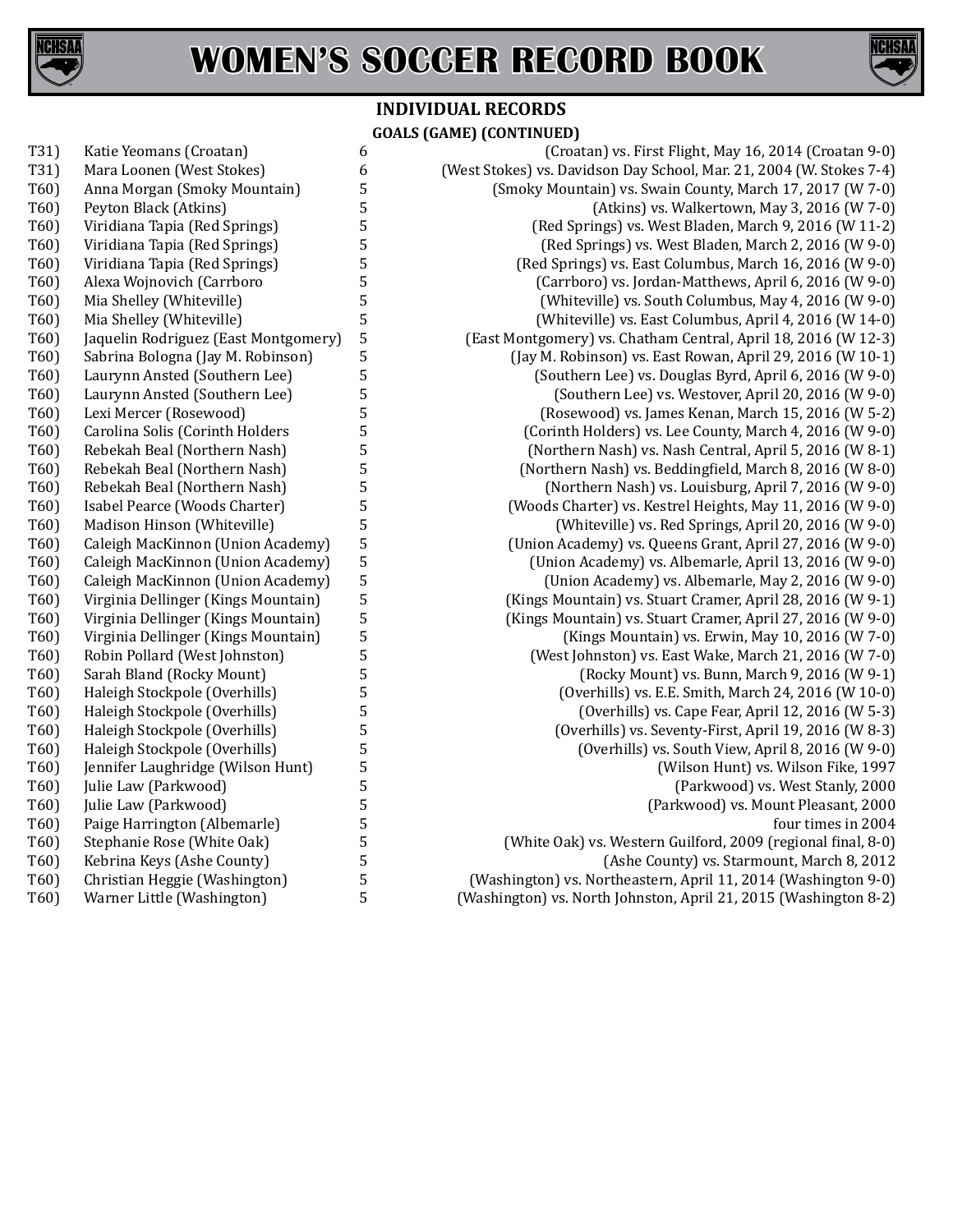## INDIVIDUAL RECORDS

### GOALS (GAME) (CONTINUED)

| Rank | Player | Goals | Game |
|---|---|---|---|
| T31) | Katie Yeomans (Croatan) | 6 | (Croatan) vs. First Flight, May 16, 2014 (Croatan 9-0) |
| T31) | Mara Loonen (West Stokes) | 6 | (West Stokes) vs. Davidson Day School, Mar. 21, 2004 (W. Stokes 7-4) |
| T60) | Anna Morgan (Smoky Mountain) | 5 | (Smoky Mountain) vs. Swain County, March 17, 2017 (W 7-0) |
| T60) | Peyton Black (Atkins) | 5 | (Atkins) vs. Walkertown, May 3, 2016 (W 7-0) |
| T60) | Viridiana Tapia (Red Springs) | 5 | (Red Springs) vs. West Bladen, March 9, 2016 (W 11-2) |
| T60) | Viridiana Tapia (Red Springs) | 5 | (Red Springs) vs. West Bladen, March 2, 2016 (W 9-0) |
| T60) | Viridiana Tapia (Red Springs) | 5 | (Red Springs) vs. East Columbus, March 16, 2016 (W 9-0) |
| T60) | Alexa Wojnovich (Carrboro | 5 | (Carrboro) vs. Jordan-Matthews, April 6, 2016 (W 9-0) |
| T60) | Mia Shelley (Whiteville) | 5 | (Whiteville) vs. South Columbus, May 4, 2016 (W 9-0) |
| T60) | Mia Shelley (Whiteville) | 5 | (Whiteville) vs. East Columbus, April 4, 2016 (W 14-0) |
| T60) | Jaquelin Rodriguez (East Montgomery) | 5 | (East Montgomery) vs. Chatham Central, April 18, 2016 (W 12-3) |
| T60) | Sabrina Bologna (Jay M. Robinson) | 5 | (Jay M. Robinson) vs. East Rowan, April 29, 2016 (W 10-1) |
| T60) | Laurynn Ansted (Southern Lee) | 5 | (Southern Lee) vs. Douglas Byrd, April 6, 2016 (W 9-0) |
| T60) | Laurynn Ansted (Southern Lee) | 5 | (Southern Lee) vs. Westover, April 20, 2016 (W 9-0) |
| T60) | Lexi Mercer (Rosewood) | 5 | (Rosewood) vs. James Kenan, March 15, 2016 (W 5-2) |
| T60) | Carolina Solis (Corinth Holders | 5 | (Corinth Holders) vs. Lee County, March 4, 2016 (W 9-0) |
| T60) | Rebekah Beal (Northern Nash) | 5 | (Northern Nash) vs. Nash Central, April 5, 2016 (W 8-1) |
| T60) | Rebekah Beal (Northern Nash) | 5 | (Northern Nash) vs. Beddingfield, March 8, 2016 (W 8-0) |
| T60) | Rebekah Beal (Northern Nash) | 5 | (Northern Nash) vs. Louisburg, April 7, 2016 (W 9-0) |
| T60) | Isabel Pearce (Woods Charter) | 5 | (Woods Charter) vs. Kestrel Heights, May 11, 2016 (W 9-0) |
| T60) | Madison Hinson (Whiteville) | 5 | (Whiteville) vs. Red Springs, April 20, 2016 (W 9-0) |
| T60) | Caleigh MacKinnon (Union Academy) | 5 | (Union Academy) vs. Queens Grant, April 27, 2016 (W 9-0) |
| T60) | Caleigh MacKinnon (Union Academy) | 5 | (Union Academy) vs. Albemarle, April 13, 2016 (W 9-0) |
| T60) | Caleigh MacKinnon (Union Academy) | 5 | (Union Academy) vs. Albemarle, May 2, 2016 (W 9-0) |
| T60) | Virginia Dellinger (Kings Mountain) | 5 | (Kings Mountain) vs. Stuart Cramer, April 28, 2016 (W 9-1) |
| T60) | Virginia Dellinger (Kings Mountain) | 5 | (Kings Mountain) vs. Stuart Cramer, April 27, 2016 (W 9-0) |
| T60) | Virginia Dellinger (Kings Mountain) | 5 | (Kings Mountain) vs. Erwin, May 10, 2016 (W 7-0) |
| T60) | Robin Pollard (West Johnston) | 5 | (West Johnston) vs. East Wake, March 21, 2016 (W 7-0) |
| T60) | Sarah Bland (Rocky Mount) | 5 | (Rocky Mount) vs. Bunn, March 9, 2016 (W 9-1) |
| T60) | Haleigh Stockpole (Overhills) | 5 | (Overhills) vs. E.E. Smith, March 24, 2016 (W 10-0) |
| T60) | Haleigh Stockpole (Overhills) | 5 | (Overhills) vs. Cape Fear, April 12, 2016 (W 5-3) |
| T60) | Haleigh Stockpole (Overhills) | 5 | (Overhills) vs. Seventy-First, April 19, 2016 (W 8-3) |
| T60) | Haleigh Stockpole (Overhills) | 5 | (Overhills) vs. South View, April 8, 2016 (W 9-0) |
| T60) | Jennifer Laughridge (Wilson Hunt) | 5 | (Wilson Hunt) vs. Wilson Fike, 1997 |
| T60) | Julie Law (Parkwood) | 5 | (Parkwood) vs. West Stanly, 2000 |
| T60) | Julie Law (Parkwood) | 5 | (Parkwood) vs. Mount Pleasant, 2000 |
| T60) | Paige Harrington (Albemarle) | 5 | four times in 2004 |
| T60) | Stephanie Rose (White Oak) | 5 | (White Oak) vs. Western Guilford, 2009 (regional final, 8-0) |
| T60) | Kebrina Keys (Ashe County) | 5 | (Ashe County) vs. Starmount, March 8, 2012 |
| T60) | Christian Heggie (Washington) | 5 | (Washington) vs. Northeastern, April 11, 2014 (Washington 9-0) |
| T60) | Warner Little (Washington) | 5 | (Washington) vs. North Johnston, April 21, 2015 (Washington 8-2) |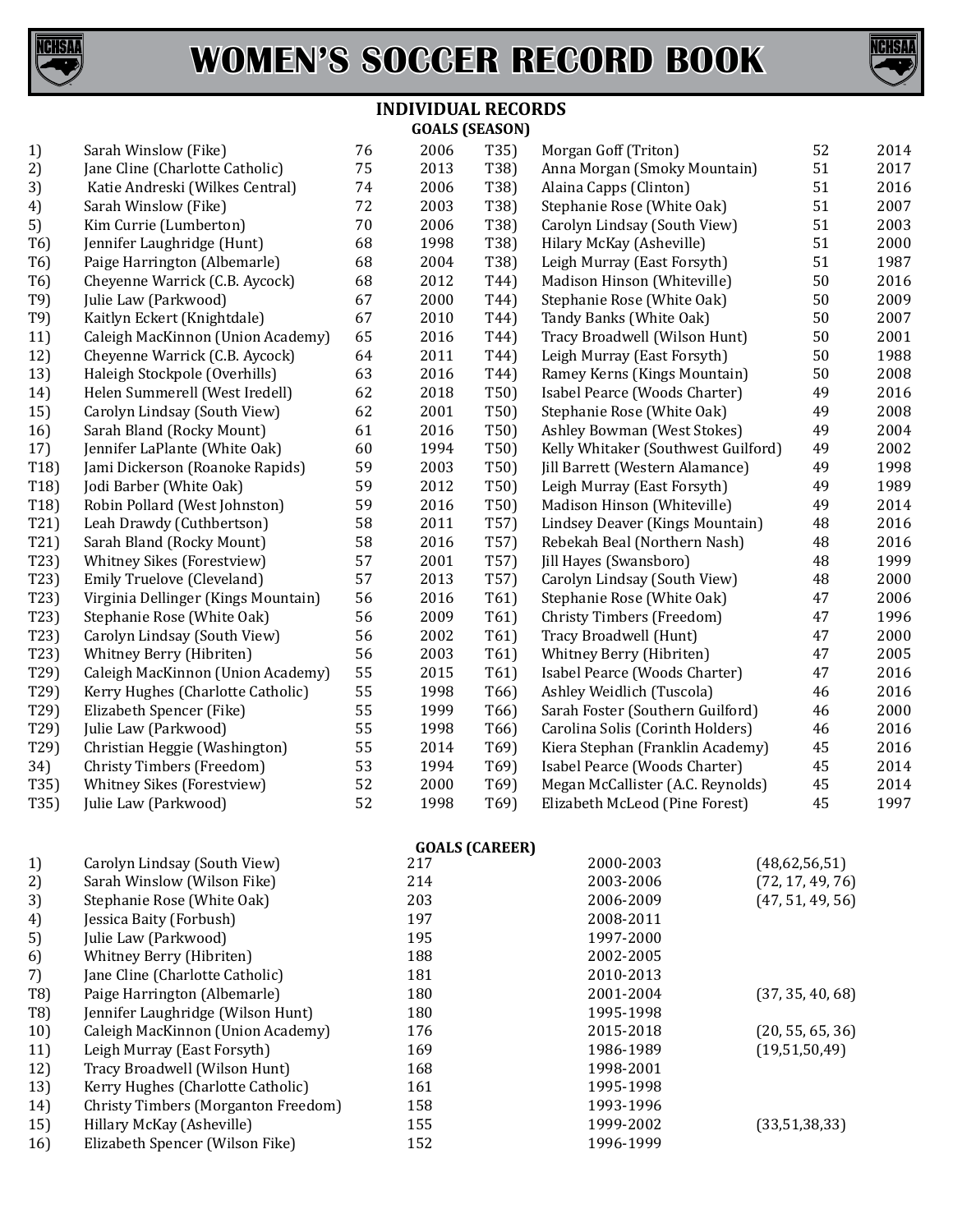# WOMEN'S SOCCER RECORD BOOK

## INDIVIDUAL RECORDS

### GOALS (SEASON)

| Rank | Name | Goals | Year |
|---|---|---|---|
| 1) | Sarah Winslow (Fike) | 76 | 2006 |
| 2) | Jane Cline (Charlotte Catholic) | 75 | 2013 |
| 3) | Katie Andreski (Wilkes Central) | 74 | 2006 |
| 4) | Sarah Winslow (Fike) | 72 | 2003 |
| 5) | Kim Currie (Lumberton) | 70 | 2006 |
| T6) | Jennifer Laughridge (Hunt) | 68 | 1998 |
| T6) | Paige Harrington (Albemarle) | 68 | 2004 |
| T6) | Cheyenne Warrick (C.B. Aycock) | 68 | 2012 |
| T9) | Julie Law (Parkwood) | 67 | 2000 |
| T9) | Kaitlyn Eckert (Knightdale) | 67 | 2010 |
| 11) | Caleigh MacKinnon (Union Academy) | 65 | 2016 |
| 12) | Cheyenne Warrick (C.B. Aycock) | 64 | 2011 |
| 13) | Haleigh Stockpole (Overhills) | 63 | 2016 |
| 14) | Helen Summerell (West Iredell) | 62 | 2018 |
| 15) | Carolyn Lindsay (South View) | 62 | 2001 |
| 16) | Sarah Bland (Rocky Mount) | 61 | 2016 |
| 17) | Jennifer LaPlante (White Oak) | 60 | 1994 |
| T18) | Jami Dickerson (Roanoke Rapids) | 59 | 2003 |
| T18) | Jodi Barber (White Oak) | 59 | 2012 |
| T18) | Robin Pollard (West Johnston) | 59 | 2016 |
| T21) | Leah Drawdy (Cuthbertson) | 58 | 2011 |
| T21) | Sarah Bland (Rocky Mount) | 58 | 2016 |
| T23) | Whitney Sikes (Forestview) | 57 | 2001 |
| T23) | Emily Truelove (Cleveland) | 57 | 2013 |
| T23) | Virginia Dellinger (Kings Mountain) | 56 | 2016 |
| T23) | Stephanie Rose (White Oak) | 56 | 2009 |
| T23) | Carolyn Lindsay (South View) | 56 | 2002 |
| T23) | Whitney Berry (Hibriten) | 56 | 2003 |
| T29) | Caleigh MacKinnon (Union Academy) | 55 | 2015 |
| T29) | Kerry Hughes (Charlotte Catholic) | 55 | 1998 |
| T29) | Elizabeth Spencer (Fike) | 55 | 1999 |
| T29) | Julie Law (Parkwood) | 55 | 1998 |
| T29) | Christian Heggie (Washington) | 55 | 2014 |
| 34) | Christy Timbers (Freedom) | 53 | 1994 |
| T35) | Whitney Sikes (Forestview) | 52 | 2000 |
| T35) | Julie Law (Parkwood) | 52 | 1998 |
| T35) | Morgan Goff (Triton) | 52 | 2014 |
| T38) | Anna Morgan (Smoky Mountain) | 51 | 2017 |
| T38) | Alaina Capps (Clinton) | 51 | 2016 |
| T38) | Stephanie Rose (White Oak) | 51 | 2007 |
| T38) | Carolyn Lindsay (South View) | 51 | 2003 |
| T38) | Hilary McKay (Asheville) | 51 | 2000 |
| T38) | Leigh Murray (East Forsyth) | 51 | 1987 |
| T44) | Madison Hinson (Whiteville) | 50 | 2016 |
| T44) | Stephanie Rose (White Oak) | 50 | 2009 |
| T44) | Tandy Banks (White Oak) | 50 | 2007 |
| T44) | Tracy Broadwell (Wilson Hunt) | 50 | 2001 |
| T44) | Leigh Murray (East Forsyth) | 50 | 1988 |
| T44) | Ramey Kerns (Kings Mountain) | 50 | 2008 |
| T50) | Isabel Pearce (Woods Charter) | 49 | 2016 |
| T50) | Stephanie Rose (White Oak) | 49 | 2008 |
| T50) | Ashley Bowman (West Stokes) | 49 | 2004 |
| T50) | Kelly Whitaker (Southwest Guilford) | 49 | 2002 |
| T50) | Jill Barrett (Western Alamance) | 49 | 1998 |
| T50) | Leigh Murray (East Forsyth) | 49 | 1989 |
| T50) | Madison Hinson (Whiteville) | 49 | 2014 |
| T57) | Lindsey Deaver (Kings Mountain) | 48 | 2016 |
| T57) | Rebekah Beal (Northern Nash) | 48 | 2016 |
| T57) | Jill Hayes (Swansboro) | 48 | 1999 |
| T57) | Carolyn Lindsay (South View) | 48 | 2000 |
| T61) | Stephanie Rose (White Oak) | 47 | 2006 |
| T61) | Christy Timbers (Freedom) | 47 | 1996 |
| T61) | Tracy Broadwell (Hunt) | 47 | 2000 |
| T61) | Whitney Berry (Hibriten) | 47 | 2005 |
| T61) | Isabel Pearce (Woods Charter) | 47 | 2016 |
| T66) | Ashley Weidlich (Tuscola) | 46 | 2016 |
| T66) | Sarah Foster (Southern Guilford) | 46 | 2000 |
| T66) | Carolina Solis (Corinth Holders) | 46 | 2016 |
| T69) | Kiera Stephan (Franklin Academy) | 45 | 2016 |
| T69) | Isabel Pearce (Woods Charter) | 45 | 2014 |
| T69) | Megan McCallister (A.C. Reynolds) | 45 | 2014 |
| T69) | Elizabeth McLeod (Pine Forest) | 45 | 1997 |

### GOALS (CAREER)

| Rank | Name | Goals | Years | By Season |
|---|---|---|---|---|
| 1) | Carolyn Lindsay (South View) | 217 | 2000-2003 | (48,62,56,51) |
| 2) | Sarah Winslow (Wilson Fike) | 214 | 2003-2006 | (72, 17, 49, 76) |
| 3) | Stephanie Rose (White Oak) | 203 | 2006-2009 | (47, 51, 49, 56) |
| 4) | Jessica Baity (Forbush) | 197 | 2008-2011 | |
| 5) | Julie Law (Parkwood) | 195 | 1997-2000 | |
| 6) | Whitney Berry (Hibriten) | 188 | 2002-2005 | |
| 7) | Jane Cline (Charlotte Catholic) | 181 | 2010-2013 | |
| T8) | Paige Harrington (Albemarle) | 180 | 2001-2004 | (37, 35, 40, 68) |
| T8) | Jennifer Laughridge (Wilson Hunt) | 180 | 1995-1998 | |
| 10) | Caleigh MacKinnon (Union Academy) | 176 | 2015-2018 | (20, 55, 65, 36) |
| 11) | Leigh Murray (East Forsyth) | 169 | 1986-1989 | (19,51,50,49) |
| 12) | Tracy Broadwell (Wilson Hunt) | 168 | 1998-2001 | |
| 13) | Kerry Hughes (Charlotte Catholic) | 161 | 1995-1998 | |
| 14) | Christy Timbers (Morganton Freedom) | 158 | 1993-1996 | |
| 15) | Hillary McKay (Asheville) | 155 | 1999-2002 | (33,51,38,33) |
| 16) | Elizabeth Spencer (Wilson Fike) | 152 | 1996-1999 | |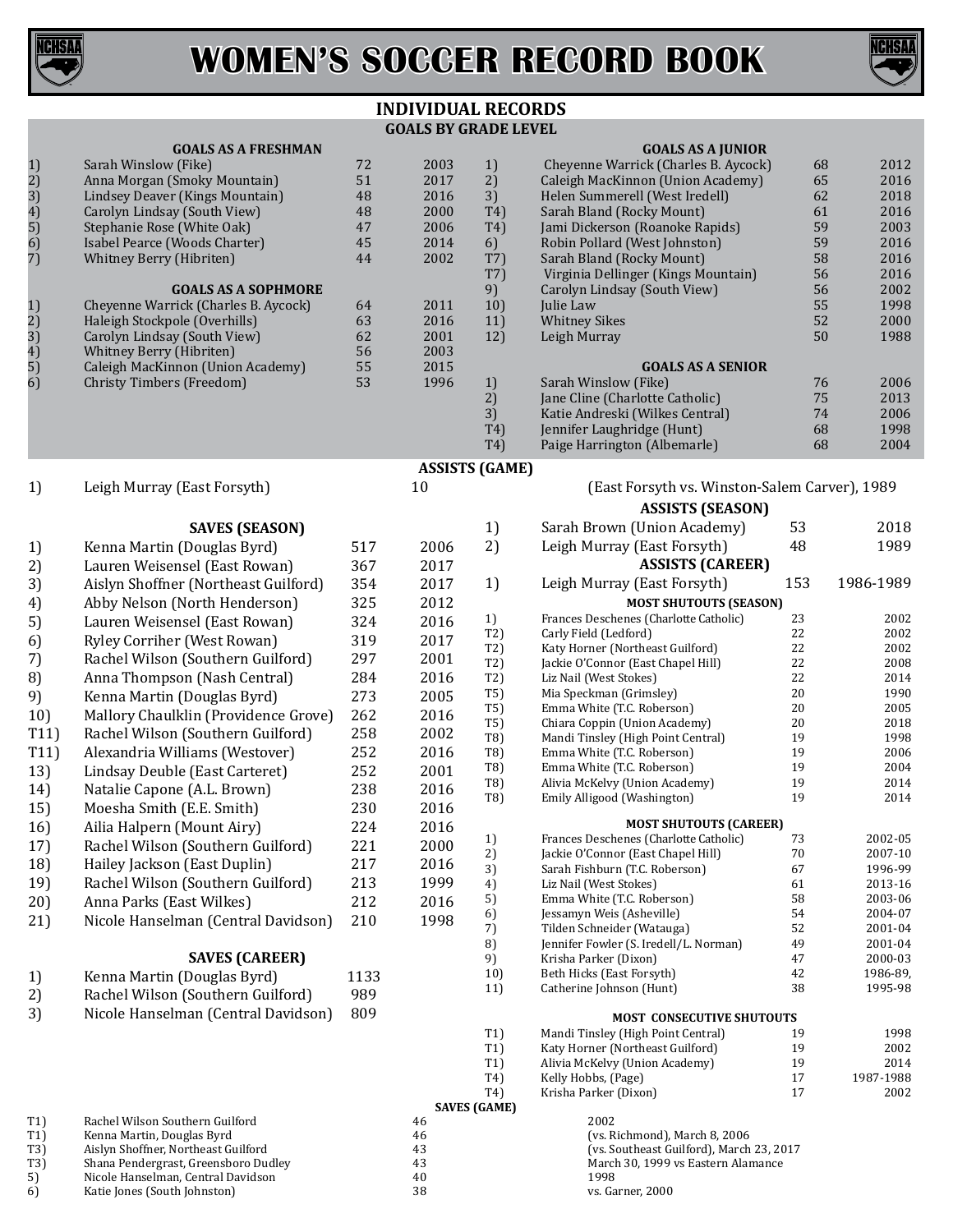# WOMEN'S SOCCER RECORD BOOK

## INDIVIDUAL RECORDS

### GOALS BY GRADE LEVEL

#### GOALS AS A FRESHMAN

| | | | |
|---|---|---|---|
| 1) | Sarah Winslow (Fike) | 72 | 2003 |
| 2) | Anna Morgan (Smoky Mountain) | 51 | 2017 |
| 3) | Lindsey Deaver (Kings Mountain) | 48 | 2016 |
| 4) | Carolyn Lindsay (South View) | 48 | 2000 |
| 5) | Stephanie Rose (White Oak) | 47 | 2006 |
| 6) | Isabel Pearce (Woods Charter) | 45 | 2014 |
| 7) | Whitney Berry (Hibriten) | 44 | 2002 |

#### GOALS AS A SOPHMORE

| | | | |
|---|---|---|---|
| 1) | Cheyenne Warrick (Charles B. Aycock) | 64 | 2011 |
| 2) | Haleigh Stockpole (Overhills) | 63 | 2016 |
| 3) | Carolyn Lindsay (South View) | 62 | 2001 |
| 4) | Whitney Berry (Hibriten) | 56 | 2003 |
| 5) | Caleigh MacKinnon (Union Academy) | 55 | 2015 |
| 6) | Christy Timbers (Freedom) | 53 | 1996 |

#### GOALS AS A JUNIOR

| | | | |
|---|---|---|---|
| 1) | Cheyenne Warrick (Charles B. Aycock) | 68 | 2012 |
| 2) | Caleigh MacKinnon (Union Academy) | 65 | 2016 |
| 3) | Helen Summerell (West Iredell) | 62 | 2018 |
| T4) | Sarah Bland (Rocky Mount) | 61 | 2016 |
| T4) | Jami Dickerson (Roanoke Rapids) | 59 | 2003 |
| 6) | Robin Pollard (West Johnston) | 59 | 2016 |
| T7) | Sarah Bland (Rocky Mount) | 58 | 2016 |
| T7) | Virginia Dellinger (Kings Mountain) | 56 | 2016 |
| 9) | Carolyn Lindsay (South View) | 56 | 2002 |
| 10) | Julie Law | 55 | 1998 |
| 11) | Whitney Sikes | 52 | 2000 |
| 12) | Leigh Murray | 50 | 1988 |

#### GOALS AS A SENIOR

| | | | |
|---|---|---|---|
| 1) | Sarah Winslow (Fike) | 76 | 2006 |
| 2) | Jane Cline (Charlotte Catholic) | 75 | 2013 |
| 3) | Katie Andreski (Wilkes Central) | 74 | 2006 |
| T4) | Jennifer Laughridge (Hunt) | 68 | 1998 |
| T4) | Paige Harrington (Albemarle) | 68 | 2004 |

### ASSISTS (GAME)

| | | | |
|---|---|---|---|
| 1) | Leigh Murray (East Forsyth) | 10 | (East Forsyth vs. Winston-Salem Carver), 1989 |

### ASSISTS (SEASON)

| | | | |
|---|---|---|---|
| 1) | Sarah Brown (Union Academy) | 53 | 2018 |
| 2) | Leigh Murray (East Forsyth) | 48 | 1989 |

### ASSISTS (CAREER)

| | | | |
|---|---|---|---|
| 1) | Leigh Murray (East Forsyth) | 153 | 1986-1989 |

### SAVES (SEASON)

| | | | |
|---|---|---|---|
| 1) | Kenna Martin (Douglas Byrd) | 517 | 2006 |
| 2) | Lauren Weisensel (East Rowan) | 367 | 2017 |
| 3) | Aislyn Shoffner (Northeast Guilford) | 354 | 2017 |
| 4) | Abby Nelson (North Henderson) | 325 | 2012 |
| 5) | Lauren Weisensel (East Rowan) | 324 | 2016 |
| 6) | Ryley Corriher (West Rowan) | 319 | 2017 |
| 7) | Rachel Wilson (Southern Guilford) | 297 | 2001 |
| 8) | Anna Thompson (Nash Central) | 284 | 2016 |
| 9) | Kenna Martin (Douglas Byrd) | 273 | 2005 |
| 10) | Mallory Chaulklin (Providence Grove) | 262 | 2016 |
| T11) | Rachel Wilson (Southern Guilford) | 258 | 2002 |
| T11) | Alexandria Williams (Westover) | 252 | 2016 |
| 13) | Lindsay Deuble (East Carteret) | 252 | 2001 |
| 14) | Natalie Capone (A.L. Brown) | 238 | 2016 |
| 15) | Moesha Smith (E.E. Smith) | 230 | 2016 |
| 16) | Ailia Halpern (Mount Airy) | 224 | 2016 |
| 17) | Rachel Wilson (Southern Guilford) | 221 | 2000 |
| 18) | Hailey Jackson (East Duplin) | 217 | 2016 |
| 19) | Rachel Wilson (Southern Guilford) | 213 | 1999 |
| 20) | Anna Parks (East Wilkes) | 212 | 2016 |
| 21) | Nicole Hanselman (Central Davidson) | 210 | 1998 |

### SAVES (CAREER)

| | | |
|---|---|---|
| 1) | Kenna Martin (Douglas Byrd) | 1133 |
| 2) | Rachel Wilson (Southern Guilford) | 989 |
| 3) | Nicole Hanselman (Central Davidson) | 809 |

### MOST SHUTOUTS (SEASON)

| | | | |
|---|---|---|---|
| 1) | Frances Deschenes (Charlotte Catholic) | 23 | 2002 |
| T2) | Carly Field (Ledford) | 22 | 2002 |
| T2) | Katy Horner (Northeast Guilford) | 22 | 2002 |
| T2) | Jackie O'Connor (East Chapel Hill) | 22 | 2008 |
| T2) | Liz Nail (West Stokes) | 22 | 2014 |
| T5) | Mia Speckman (Grimsley) | 20 | 1990 |
| T5) | Emma White (T.C. Roberson) | 20 | 2005 |
| T5) | Chiara Coppin (Union Academy) | 20 | 2018 |
| T8) | Mandi Tinsley (High Point Central) | 19 | 1998 |
| T8) | Emma White (T.C. Roberson) | 19 | 2006 |
| T8) | Emma White (T.C. Roberson) | 19 | 2004 |
| T8) | Alivia McKelvy (Union Academy) | 19 | 2014 |
| T8) | Emily Alligood (Washington) | 19 | 2014 |

### MOST SHUTOUTS (CAREER)

| | | | |
|---|---|---|---|
| 1) | Frances Deschenes (Charlotte Catholic) | 73 | 2002-05 |
| 2) | Jackie O'Connor (East Chapel Hill) | 70 | 2007-10 |
| 3) | Sarah Fishburn (T.C. Roberson) | 67 | 1996-99 |
| 4) | Liz Nail (West Stokes) | 61 | 2013-16 |
| 5) | Emma White (T.C. Roberson) | 58 | 2003-06 |
| 6) | Jessamyn Weis (Asheville) | 54 | 2004-07 |
| 7) | Tilden Schneider (Watauga) | 52 | 2001-04 |
| 8) | Jennifer Fowler (S. Iredell/L. Norman) | 49 | 2001-04 |
| 9) | Krisha Parker (Dixon) | 47 | 2000-03 |
| 10) | Beth Hicks (East Forsyth) | 42 | 1986-89, |
| 11) | Catherine Johnson (Hunt) | 38 | 1995-98 |

### MOST CONSECUTIVE SHUTOUTS

| | | | |
|---|---|---|---|
| T1) | Mandi Tinsley (High Point Central) | 19 | 1998 |
| T1) | Katy Horner (Northeast Guilford) | 19 | 2002 |
| T1) | Alivia McKelvy (Union Academy) | 19 | 2014 |
| T4) | Kelly Hobbs, (Page) | 17 | 1987-1988 |
| T4) | Krisha Parker (Dixon) | 17 | 2002 |

### SAVES (GAME)

| | | | |
|---|---|---|---|
| T1) | Rachel Wilson Southern Guilford | 46 | 2002 |
| T1) | Kenna Martin, Douglas Byrd | 46 | (vs. Richmond), March 8, 2006 |
| T3) | Aislyn Shoffner, Northeast Guilford | 43 | (vs. Southeast Guilford), March 23, 2017 |
| T3) | Shana Pendergrast, Greensboro Dudley | 43 | March 30, 1999 vs Eastern Alamance |
| 5) | Nicole Hanselman, Central Davidson | 40 | 1998 |
| 6) | Katie Jones (South Johnston) | 38 | vs. Garner, 2000 |